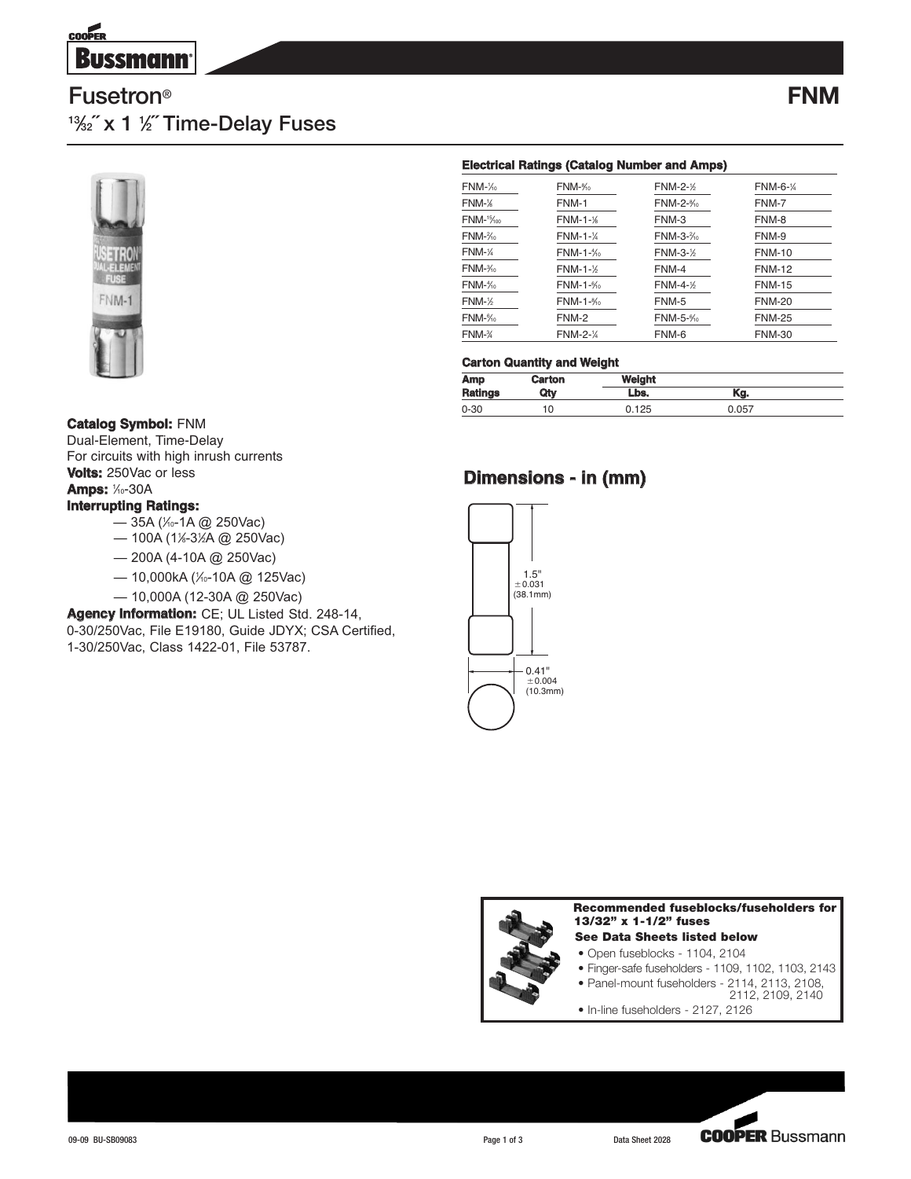# Fusetron® FNM

## 13⁄32″ x 1 ½″ Time-Delay Fuses

**Catalog Symbol:** FNM
Dual-Element, Time-Delay
For circuits with high inrush currents
**Volts:** 250Vac or less
**Amps:** 1⁄10-30A
**Interrupting Ratings:**

- — 35A (1⁄10-1A @ 250Vac)
- — 100A (1⅛-3½A @ 250Vac)
- — 200A (4-10A @ 250Vac)
- — 10,000kA (1⁄10-10A @ 125Vac)
- — 10,000A (12-30A @ 250Vac)

**Agency Information:** CE; UL Listed Std. 248-14, 0-30/250Vac, File E19180, Guide JDYX; CSA Certified, 1-30/250Vac, Class 1422-01, File 53787.

### Electrical Ratings (Catalog Number and Amps)

| | | | |
|---|---|---|---|
| FNM-1⁄10 | FNM-8⁄10 | FNM-2-½ | FNM-6-¼ |
| FNM-⅛ | FNM-1 | FNM-2-8⁄10 | FNM-7 |
| FNM-15⁄100 | FNM-1-⅛ | FNM-3 | FNM-8 |
| FNM-2⁄10 | FNM-1-¼ | FNM-3-2⁄10 | FNM-9 |
| FNM-¼ | FNM-1-4⁄10 | FNM-3-½ | FNM-10 |
| FNM-3⁄10 | FNM-1-½ | FNM-4 | FNM-12 |
| FNM-4⁄10 | FNM-1-6⁄10 | FNM-4-½ | FNM-15 |
| FNM-½ | FNM-1-8⁄10 | FNM-5 | FNM-20 |
| FNM-6⁄10 | FNM-2 | FNM-5-6⁄10 | FNM-25 |
| FNM-¾ | FNM-2-¼ | FNM-6 | FNM-30 |

### Carton Quantity and Weight

| Amp Ratings | Carton Qty | Weight Lbs. | Kg. |
|---|---|---|---|
| 0-30 | 10 | 0.125 | 0.057 |

## Dimensions - in (mm)

1.5" ± 0.031 (38.1mm)

0.41" ± 0.004 (10.3mm)

**Recommended fuseblocks/fuseholders for 13/32" x 1-1/2" fuses**
**See Data Sheets listed below**

- Open fuseblocks - 1104, 2104
- Finger-safe fuseholders - 1109, 1102, 1103, 2143
- Panel-mount fuseholders - 2114, 2113, 2108, 2112, 2109, 2140
- In-line fuseholders - 2127, 2126

09-09 BU-SB09083 Data Sheet 2028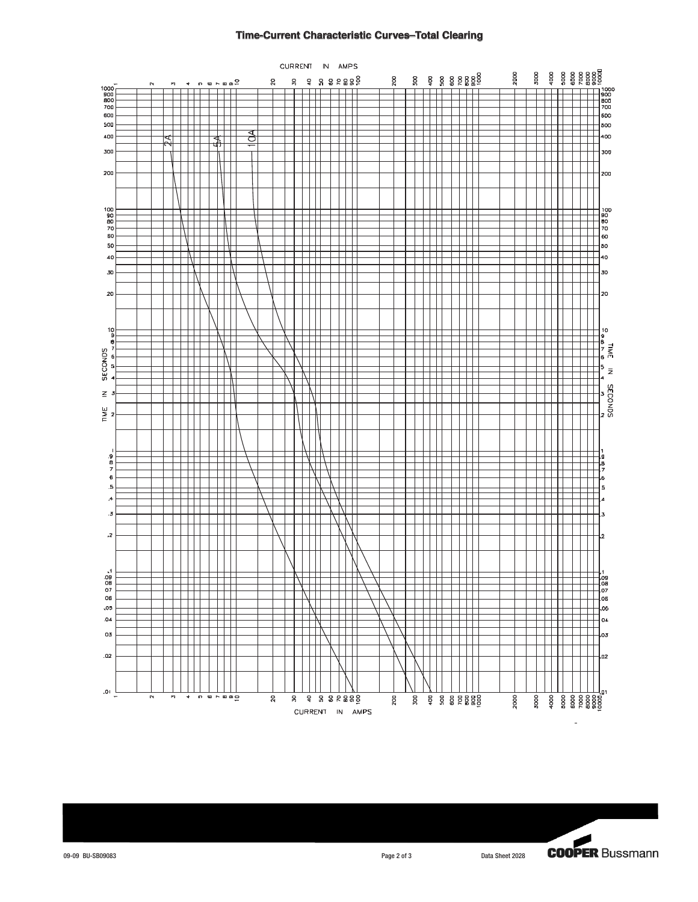# Time-Current Characteristic Curves–Total Clearing

CURRENT IN AMPS

TIME IN SECONDS

2A

5A

10A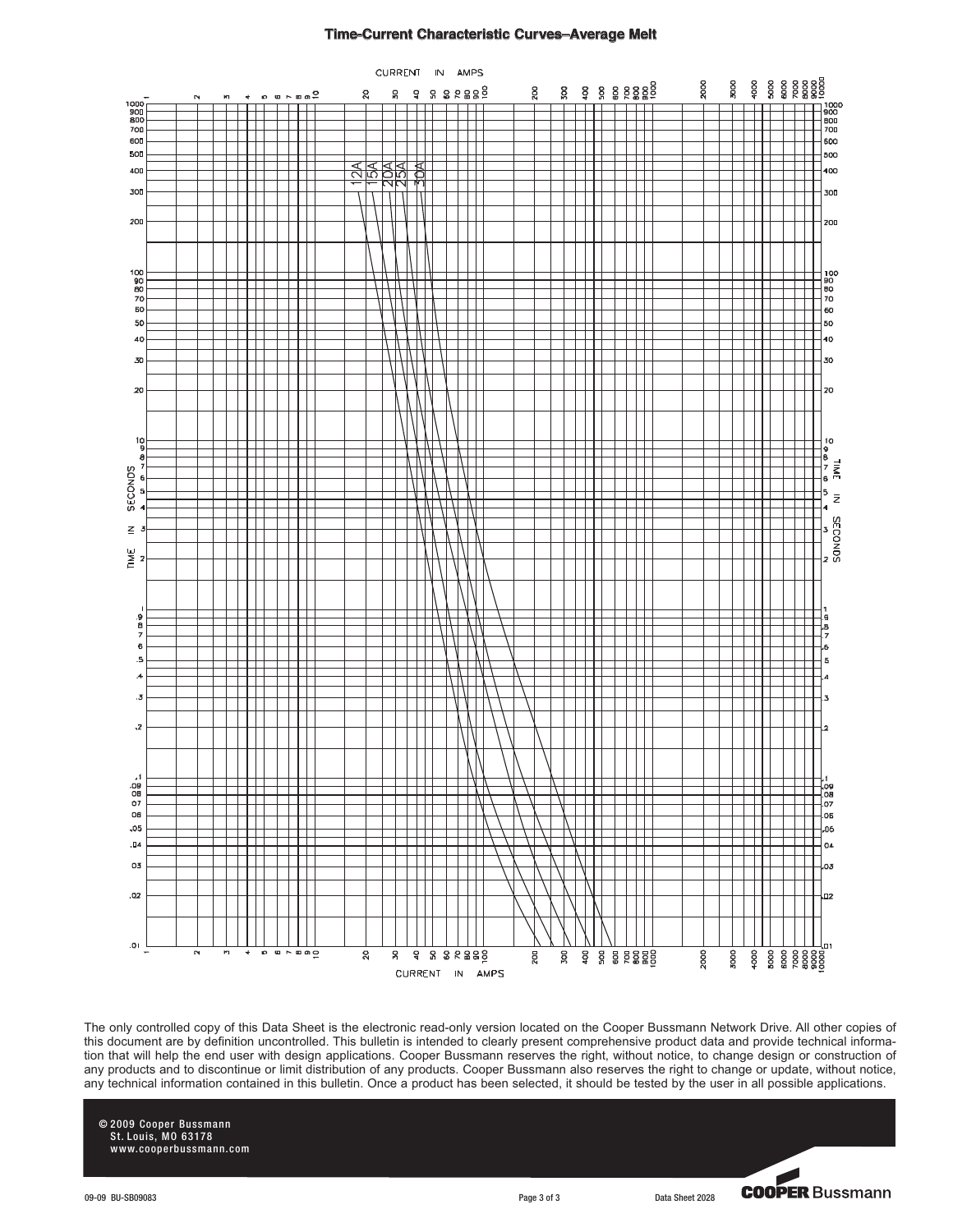## Time-Current Characteristic Curves–Average Melt

CURRENT IN AMPS

1 2 3 4 5 6 7 8 9 10 20 30 40 50 60 70 80 90 100 200 300 400 500 600 700 800 900 1000 2000 3000 4000 5000 6000 7000 8000 9000 10000

TIME IN SECONDS

1000 900 800 700 600 500 400 300 200 100 90 80 70 60 50 40 30 20 10 9 8 7 6 5 4 3 2 1 .9 .8 .7 .6 .5 .4 .3 .2 .1 .09 .08 .07 .06 .05 .04 .03 .02 .01

12A 15A 20A 25A 30A

The only controlled copy of this Data Sheet is the electronic read-only version located on the Cooper Bussmann Network Drive. All other copies of this document are by definition uncontrolled. This bulletin is intended to clearly present comprehensive product data and provide technical information that will help the end user with design applications. Cooper Bussmann reserves the right, without notice, to change design or construction of any products and to discontinue or limit distribution of any products. Cooper Bussmann also reserves the right to change or update, without notice, any technical information contained in this bulletin. Once a product has been selected, it should be tested by the user in all possible applications.

© 2009 Cooper Bussmann
St. Louis, MO 63178
www.cooperbussmann.com

09-09 BU-SB09083

Data Sheet 2028

COOPER Bussmann